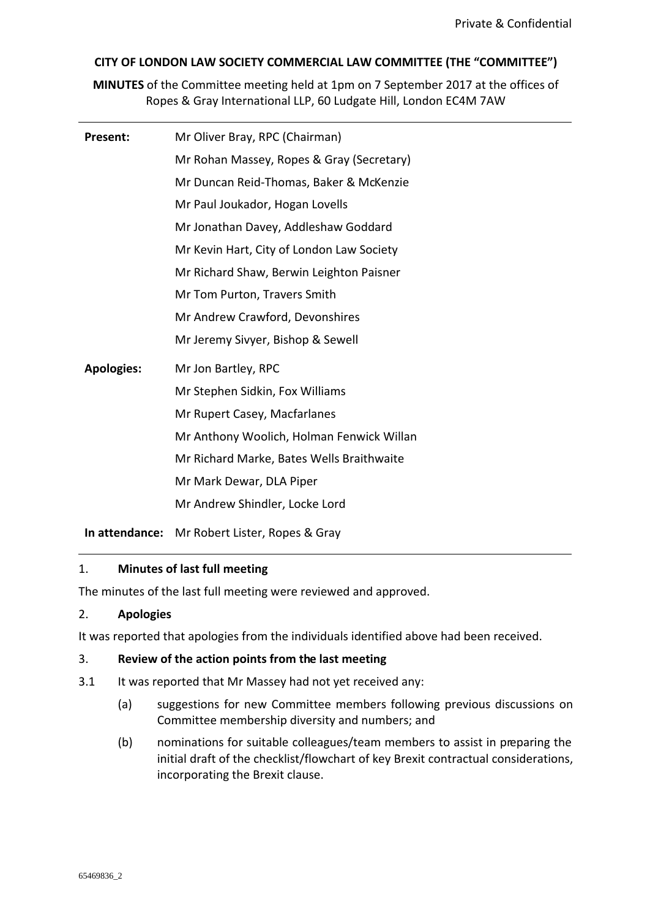Private & Confidential

**CITY OF LONDON LAW SOCIETY COMMERCIAL LAW COMMITTEE (THE "COMMITTEE")**

**MINUTES** of the Committee meeting held at 1pm on 7 September 2017 at the offices of Ropes & Gray International LLP, 60 Ludgate Hill, London EC4M 7AW

| | |
|---|---|
| **Present:** | Mr Oliver Bray, RPC (Chairman) |
| | Mr Rohan Massey, Ropes & Gray (Secretary) |
| | Mr Duncan Reid-Thomas, Baker & McKenzie |
| | Mr Paul Joukador, Hogan Lovells |
| | Mr Jonathan Davey, Addleshaw Goddard |
| | Mr Kevin Hart, City of London Law Society |
| | Mr Richard Shaw, Berwin Leighton Paisner |
| | Mr Tom Purton, Travers Smith |
| | Mr Andrew Crawford, Devonshires |
| | Mr Jeremy Sivyer, Bishop & Sewell |
| **Apologies:** | Mr Jon Bartley, RPC |
| | Mr Stephen Sidkin, Fox Williams |
| | Mr Rupert Casey, Macfarlanes |
| | Mr Anthony Woolich, Holman Fenwick Willan |
| | Mr Richard Marke, Bates Wells Braithwaite |
| | Mr Mark Dewar, DLA Piper |
| | Mr Andrew Shindler, Locke Lord |
| **In attendance:** | Mr Robert Lister, Ropes & Gray |

## 1. Minutes of last full meeting

The minutes of the last full meeting were reviewed and approved.

## 2. Apologies

It was reported that apologies from the individuals identified above had been received.

## 3. Review of the action points from the last meeting

3.1 It was reported that Mr Massey had not yet received any:

(a) suggestions for new Committee members following previous discussions on Committee membership diversity and numbers; and

(b) nominations for suitable colleagues/team members to assist in preparing the initial draft of the checklist/flowchart of key Brexit contractual considerations, incorporating the Brexit clause.

65469836_2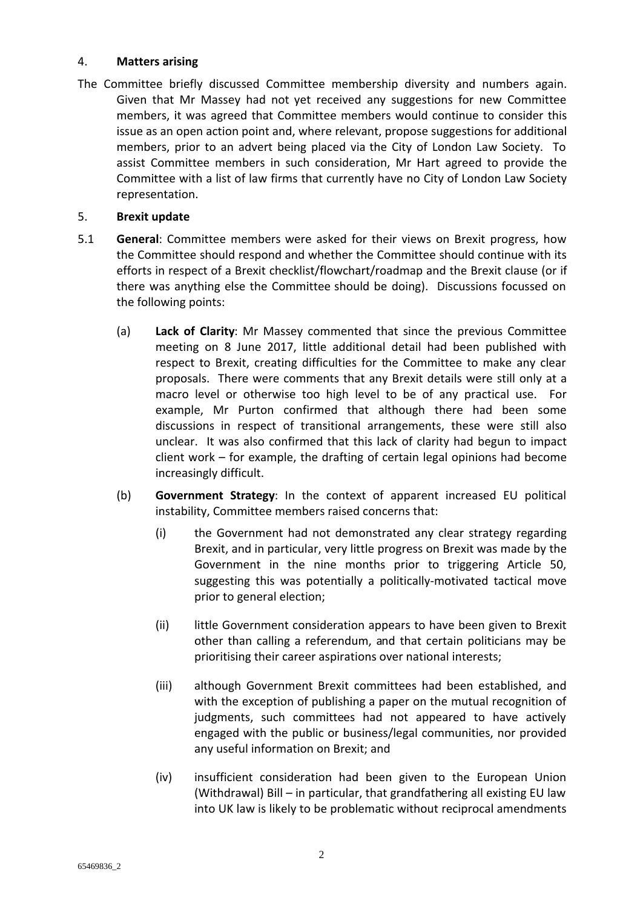4. **Matters arising**

The Committee briefly discussed Committee membership diversity and numbers again. Given that Mr Massey had not yet received any suggestions for new Committee members, it was agreed that Committee members would continue to consider this issue as an open action point and, where relevant, propose suggestions for additional members, prior to an advert being placed via the City of London Law Society. To assist Committee members in such consideration, Mr Hart agreed to provide the Committee with a list of law firms that currently have no City of London Law Society representation.

5. **Brexit update**

5.1 **General**: Committee members were asked for their views on Brexit progress, how the Committee should respond and whether the Committee should continue with its efforts in respect of a Brexit checklist/flowchart/roadmap and the Brexit clause (or if there was anything else the Committee should be doing). Discussions focussed on the following points:

(a) **Lack of Clarity**: Mr Massey commented that since the previous Committee meeting on 8 June 2017, little additional detail had been published with respect to Brexit, creating difficulties for the Committee to make any clear proposals. There were comments that any Brexit details were still only at a macro level or otherwise too high level to be of any practical use. For example, Mr Purton confirmed that although there had been some discussions in respect of transitional arrangements, these were still also unclear. It was also confirmed that this lack of clarity had begun to impact client work – for example, the drafting of certain legal opinions had become increasingly difficult.

(b) **Government Strategy**: In the context of apparent increased EU political instability, Committee members raised concerns that:

(i) the Government had not demonstrated any clear strategy regarding Brexit, and in particular, very little progress on Brexit was made by the Government in the nine months prior to triggering Article 50, suggesting this was potentially a politically-motivated tactical move prior to general election;

(ii) little Government consideration appears to have been given to Brexit other than calling a referendum, and that certain politicians may be prioritising their career aspirations over national interests;

(iii) although Government Brexit committees had been established, and with the exception of publishing a paper on the mutual recognition of judgments, such committees had not appeared to have actively engaged with the public or business/legal communities, nor provided any useful information on Brexit; and

(iv) insufficient consideration had been given to the European Union (Withdrawal) Bill – in particular, that grandfathering all existing EU law into UK law is likely to be problematic without reciprocal amendments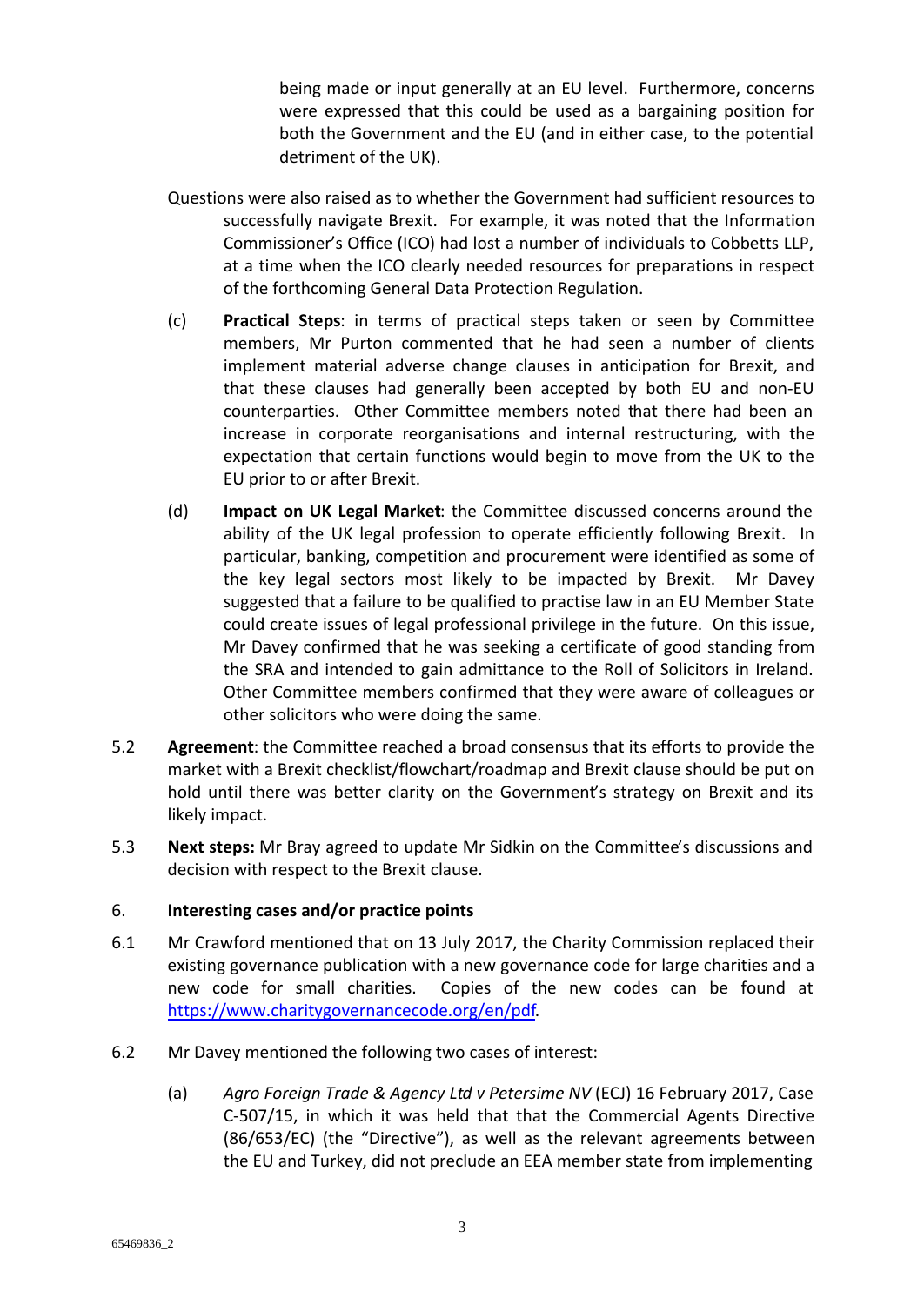being made or input generally at an EU level. Furthermore, concerns were expressed that this could be used as a bargaining position for both the Government and the EU (and in either case, to the potential detriment of the UK).

Questions were also raised as to whether the Government had sufficient resources to successfully navigate Brexit. For example, it was noted that the Information Commissioner's Office (ICO) had lost a number of individuals to Cobbetts LLP, at a time when the ICO clearly needed resources for preparations in respect of the forthcoming General Data Protection Regulation.

(c) **Practical Steps**: in terms of practical steps taken or seen by Committee members, Mr Purton commented that he had seen a number of clients implement material adverse change clauses in anticipation for Brexit, and that these clauses had generally been accepted by both EU and non-EU counterparties. Other Committee members noted that there had been an increase in corporate reorganisations and internal restructuring, with the expectation that certain functions would begin to move from the UK to the EU prior to or after Brexit.

(d) **Impact on UK Legal Market**: the Committee discussed concerns around the ability of the UK legal profession to operate efficiently following Brexit. In particular, banking, competition and procurement were identified as some of the key legal sectors most likely to be impacted by Brexit. Mr Davey suggested that a failure to be qualified to practise law in an EU Member State could create issues of legal professional privilege in the future. On this issue, Mr Davey confirmed that he was seeking a certificate of good standing from the SRA and intended to gain admittance to the Roll of Solicitors in Ireland. Other Committee members confirmed that they were aware of colleagues or other solicitors who were doing the same.

5.2 **Agreement**: the Committee reached a broad consensus that its efforts to provide the market with a Brexit checklist/flowchart/roadmap and Brexit clause should be put on hold until there was better clarity on the Government's strategy on Brexit and its likely impact.

5.3 **Next steps:** Mr Bray agreed to update Mr Sidkin on the Committee's discussions and decision with respect to the Brexit clause.

6. **Interesting cases and/or practice points**

6.1 Mr Crawford mentioned that on 13 July 2017, the Charity Commission replaced their existing governance publication with a new governance code for large charities and a new code for small charities. Copies of the new codes can be found at https://www.charitygovernancecode.org/en/pdf.

6.2 Mr Davey mentioned the following two cases of interest:

(a) *Agro Foreign Trade & Agency Ltd v Petersime NV* (ECJ) 16 February 2017, Case C-507/15, in which it was held that that the Commercial Agents Directive (86/653/EC) (the "Directive"), as well as the relevant agreements between the EU and Turkey, did not preclude an EEA member state from implementing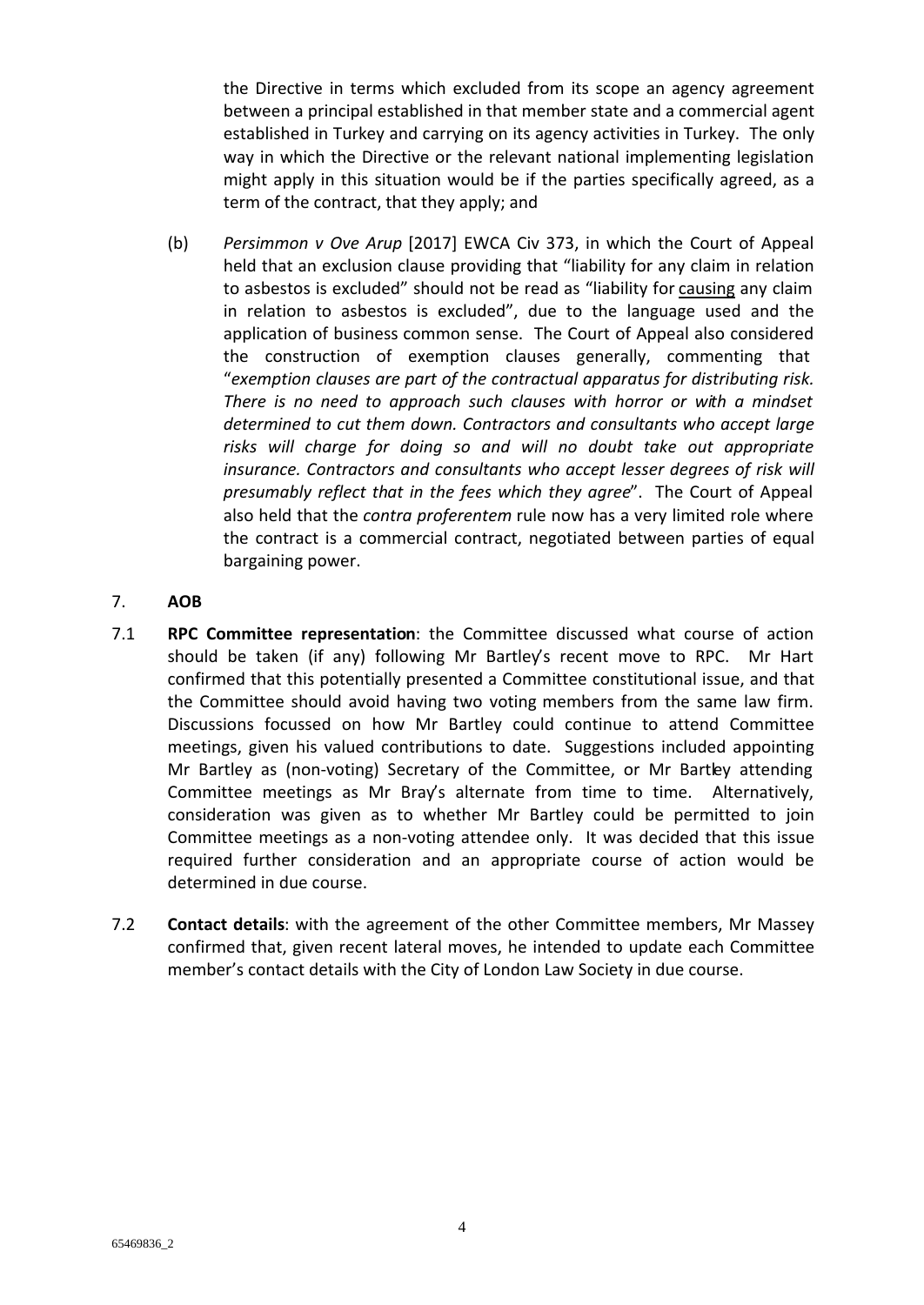the Directive in terms which excluded from its scope an agency agreement between a principal established in that member state and a commercial agent established in Turkey and carrying on its agency activities in Turkey. The only way in which the Directive or the relevant national implementing legislation might apply in this situation would be if the parties specifically agreed, as a term of the contract, that they apply; and

(b) *Persimmon v Ove Arup* [2017] EWCA Civ 373, in which the Court of Appeal held that an exclusion clause providing that "liability for any claim in relation to asbestos is excluded" should not be read as "liability for <u>causing</u> any claim in relation to asbestos is excluded", due to the language used and the application of business common sense. The Court of Appeal also considered the construction of exemption clauses generally, commenting that "*exemption clauses are part of the contractual apparatus for distributing risk. There is no need to approach such clauses with horror or with a mindset determined to cut them down. Contractors and consultants who accept large risks will charge for doing so and will no doubt take out appropriate insurance. Contractors and consultants who accept lesser degrees of risk will presumably reflect that in the fees which they agree*". The Court of Appeal also held that the *contra proferentem* rule now has a very limited role where the contract is a commercial contract, negotiated between parties of equal bargaining power.

7. **AOB**

7.1 **RPC Committee representation**: the Committee discussed what course of action should be taken (if any) following Mr Bartley's recent move to RPC. Mr Hart confirmed that this potentially presented a Committee constitutional issue, and that the Committee should avoid having two voting members from the same law firm. Discussions focussed on how Mr Bartley could continue to attend Committee meetings, given his valued contributions to date. Suggestions included appointing Mr Bartley as (non-voting) Secretary of the Committee, or Mr Bartley attending Committee meetings as Mr Bray's alternate from time to time. Alternatively, consideration was given as to whether Mr Bartley could be permitted to join Committee meetings as a non-voting attendee only. It was decided that this issue required further consideration and an appropriate course of action would be determined in due course.

7.2 **Contact details**: with the agreement of the other Committee members, Mr Massey confirmed that, given recent lateral moves, he intended to update each Committee member's contact details with the City of London Law Society in due course.